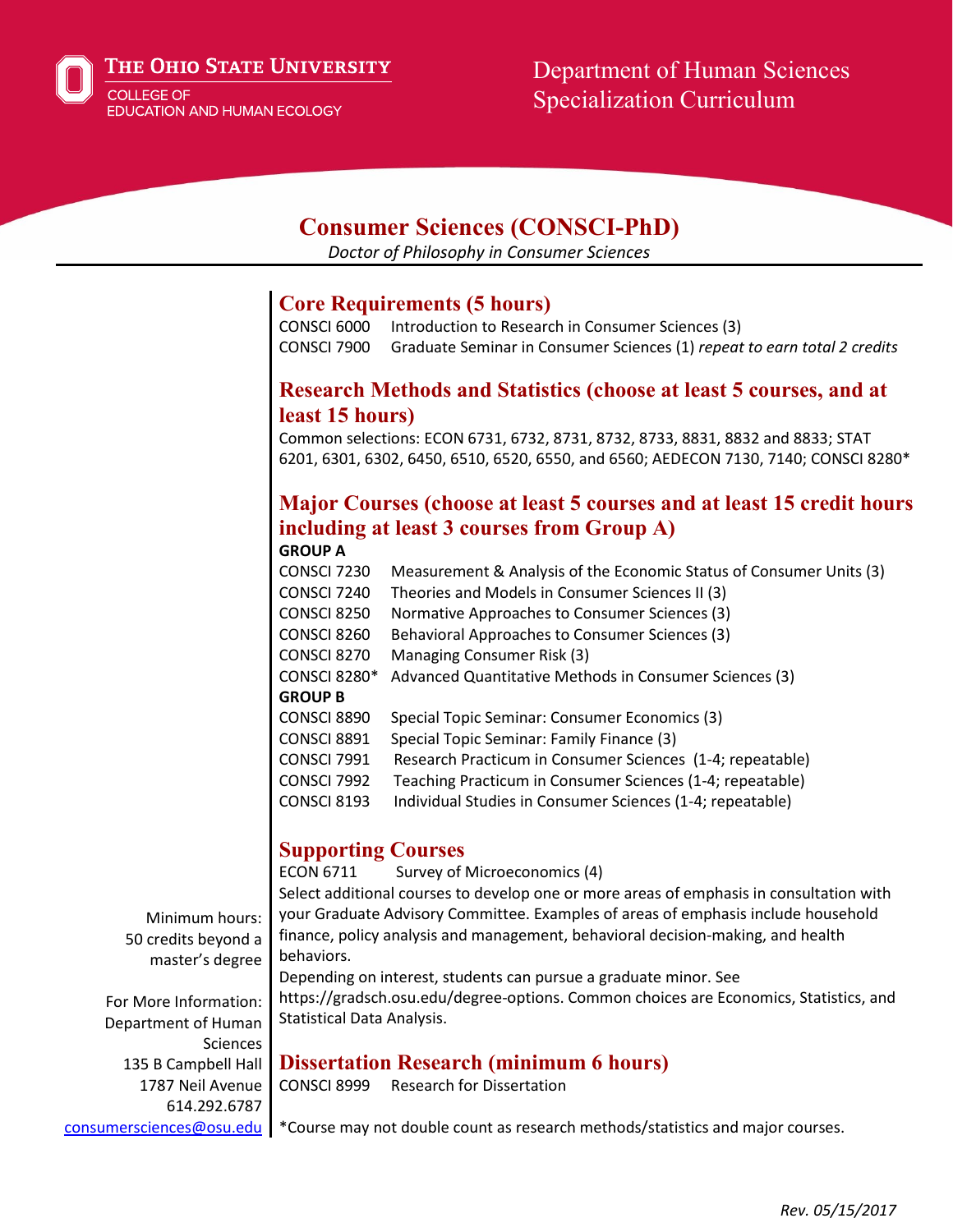The Ohio State University
College of Education and Human Ecology

Department of Human Sciences
Specialization Curriculum

# Consumer Sciences (CONSCI-PhD)

*Doctor of Philosophy in Consumer Sciences*

## Core Requirements (5 hours)

CONSCI 6000 Introduction to Research in Consumer Sciences (3)
CONSCI 7900 Graduate Seminar in Consumer Sciences (1) *repeat to earn total 2 credits*

## Research Methods and Statistics (choose at least 5 courses, and at least 15 hours)

Common selections: ECON 6731, 6732, 8731, 8732, 8733, 8831, 8832 and 8833; STAT 6201, 6301, 6302, 6450, 6510, 6520, 6550, and 6560; AEDECON 7130, 7140; CONSCI 8280*

## Major Courses (choose at least 5 courses and at least 15 credit hours including at least 3 courses from Group A)

**GROUP A**

CONSCI 7230 Measurement & Analysis of the Economic Status of Consumer Units (3)
CONSCI 7240 Theories and Models in Consumer Sciences II (3)
CONSCI 8250 Normative Approaches to Consumer Sciences (3)
CONSCI 8260 Behavioral Approaches to Consumer Sciences (3)
CONSCI 8270 Managing Consumer Risk (3)
CONSCI 8280* Advanced Quantitative Methods in Consumer Sciences (3)

**GROUP B**

CONSCI 8890 Special Topic Seminar: Consumer Economics (3)
CONSCI 8891 Special Topic Seminar: Family Finance (3)
CONSCI 7991 Research Practicum in Consumer Sciences (1-4; repeatable)
CONSCI 7992 Teaching Practicum in Consumer Sciences (1-4; repeatable)
CONSCI 8193 Individual Studies in Consumer Sciences (1-4; repeatable)

## Supporting Courses

ECON 6711 Survey of Microeconomics (4)

Select additional courses to develop one or more areas of emphasis in consultation with your Graduate Advisory Committee. Examples of areas of emphasis include household finance, policy analysis and management, behavioral decision-making, and health behaviors.

Depending on interest, students can pursue a graduate minor. See https://gradsch.osu.edu/degree-options. Common choices are Economics, Statistics, and Statistical Data Analysis.

## Dissertation Research (minimum 6 hours)

CONSCI 8999 Research for Dissertation

*Course may not double count as research methods/statistics and major courses.

Minimum hours:
50 credits beyond a master's degree

For More Information:
Department of Human Sciences
135 B Campbell Hall
1787 Neil Avenue
614.292.6787
consumersciences@osu.edu

*Rev. 05/15/2017*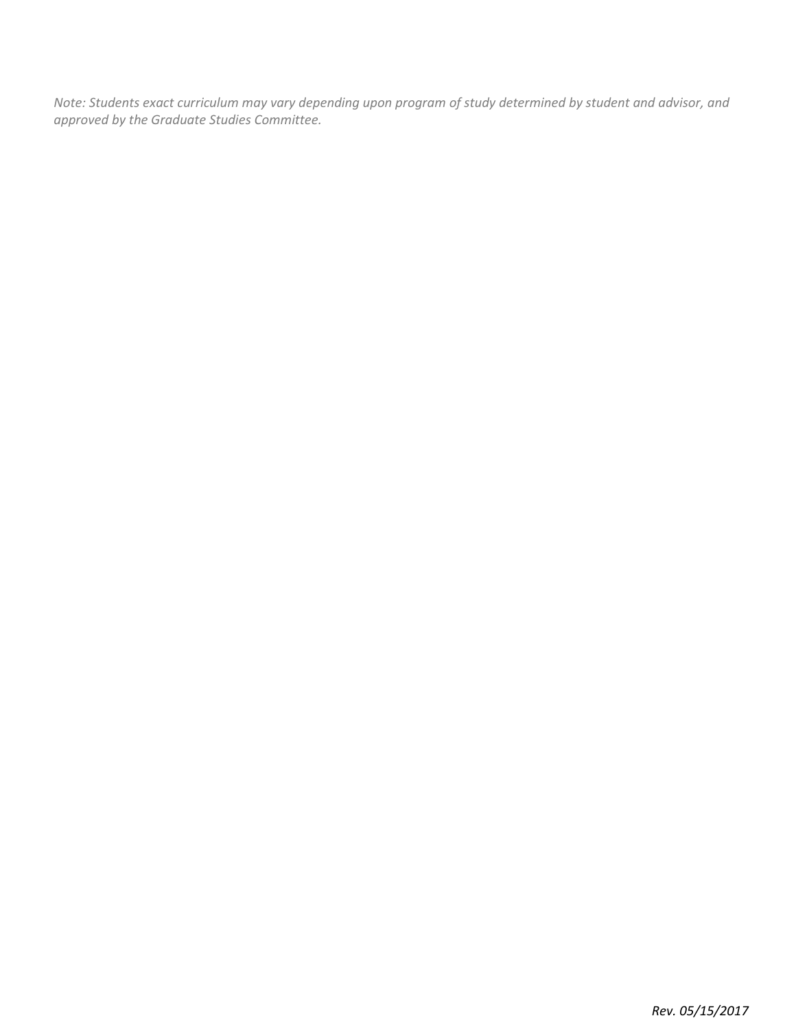*Note: Students exact curriculum may vary depending upon program of study determined by student and advisor, and approved by the Graduate Studies Committee.*

*Rev. 05/15/2017*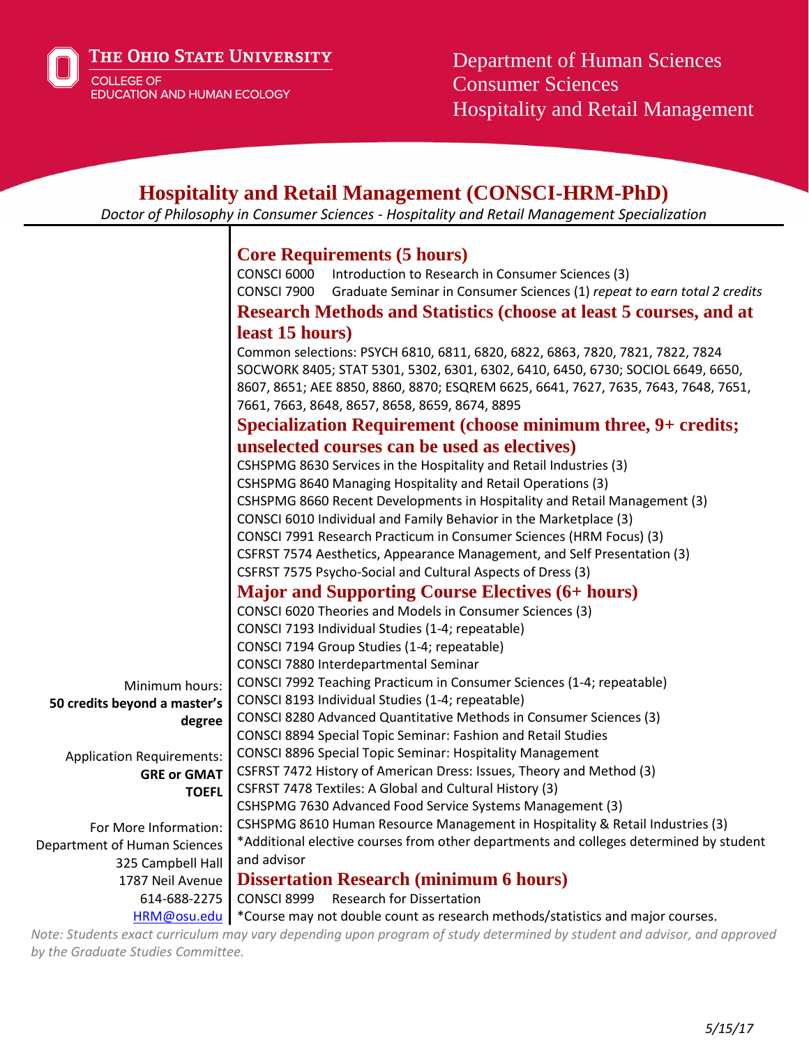The Ohio State University
College of Education and Human Ecology

Department of Human Sciences
Consumer Sciences
Hospitality and Retail Management

# Hospitality and Retail Management (CONSCI-HRM-PhD)

*Doctor of Philosophy in Consumer Sciences - Hospitality and Retail Management Specialization*

## Core Requirements (5 hours)

CONSCI 6000 Introduction to Research in Consumer Sciences (3)
CONSCI 7900 Graduate Seminar in Consumer Sciences (1) *repeat to earn total 2 credits*

## Research Methods and Statistics (choose at least 5 courses, and at least 15 hours)

Common selections: PSYCH 6810, 6811, 6820, 6822, 6863, 7820, 7821, 7822, 7824
SOCWORK 8405; STAT 5301, 5302, 6301, 6302, 6410, 6450, 6730; SOCIOL 6649, 6650, 8607, 8651; AEE 8850, 8860, 8870; ESQREM 6625, 6641, 7627, 7635, 7643, 7648, 7651, 7661, 7663, 8648, 8657, 8658, 8659, 8674, 8895

## Specialization Requirement (choose minimum three, 9+ credits; unselected courses can be used as electives)

CSHSPMG 8630 Services in the Hospitality and Retail Industries (3)
CSHSPMG 8640 Managing Hospitality and Retail Operations (3)
CSHSPMG 8660 Recent Developments in Hospitality and Retail Management (3)
CONSCI 6010 Individual and Family Behavior in the Marketplace (3)
CONSCI 7991 Research Practicum in Consumer Sciences (HRM Focus) (3)
CSFRST 7574 Aesthetics, Appearance Management, and Self Presentation (3)
CSFRST 7575 Psycho-Social and Cultural Aspects of Dress (3)

## Major and Supporting Course Electives (6+ hours)

CONSCI 6020 Theories and Models in Consumer Sciences (3)
CONSCI 7193 Individual Studies (1-4; repeatable)
CONSCI 7194 Group Studies (1-4; repeatable)
CONSCI 7880 Interdepartmental Seminar
CONSCI 7992 Teaching Practicum in Consumer Sciences (1-4; repeatable)
CONSCI 8193 Individual Studies (1-4; repeatable)
CONSCI 8280 Advanced Quantitative Methods in Consumer Sciences (3)
CONSCI 8894 Special Topic Seminar: Fashion and Retail Studies
CONSCI 8896 Special Topic Seminar: Hospitality Management
CSFRST 7472 History of American Dress: Issues, Theory and Method (3)
CSFRST 7478 Textiles: A Global and Cultural History (3)
CSHSPMG 7630 Advanced Food Service Systems Management (3)
CSHSPMG 8610 Human Resource Management in Hospitality & Retail Industries (3)
*Additional elective courses from other departments and colleges determined by student and advisor

## Dissertation Research (minimum 6 hours)

CONSCI 8999 Research for Dissertation
*Course may not double count as research methods/statistics and major courses.

Minimum hours:
**50 credits beyond a master's degree**

Application Requirements:
**GRE or GMAT**
**TOEFL**

For More Information:
Department of Human Sciences
325 Campbell Hall
1787 Neil Avenue
614-688-2275
HRM@osu.edu

*Note: Students exact curriculum may vary depending upon program of study determined by student and advisor, and approved by the Graduate Studies Committee.*

*5/15/17*